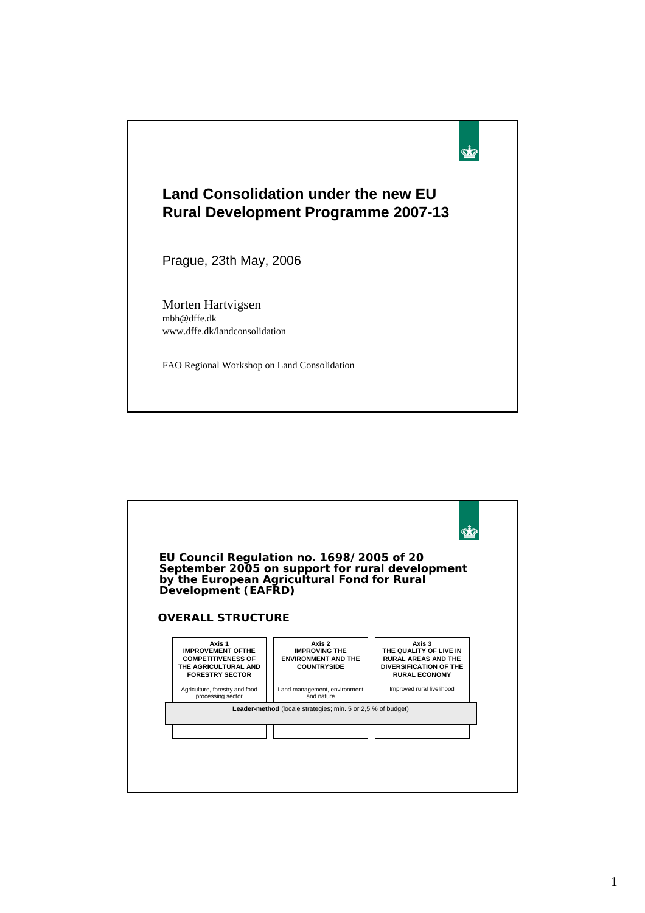# Land Consolidation under the new EU Rural Development Programme 2007-13

Prague, 23th May, 2006

Morten Hartvigsen
mbh@dffe.dk
www.dffe.dk/landconsolidation

FAO Regional Workshop on Land Consolidation

---

## EU Council Regulation no. 1698/2005 of 20 September 2005 on support for rural development by the European Agricultural Fond for Rural Development (EAFRD)

### OVERALL STRUCTURE

| Axis 1 IMPROVEMENT OFTHE COMPETITIVENESS OF THE AGRICULTURAL AND FORESTRY SECTOR | Axis 2 IMPROVING THE ENVIRONMENT AND THE COUNTRYSIDE | Axis 3 THE QUALITY OF LIVE IN RURAL AREAS AND THE DIVERSIFICATION OF THE RURAL ECONOMY |
|---|---|---|
| Agriculture, forestry and food processing sector | Land management, environment and nature | Improved rural livelihood |
| **Leader-method** (locale strategies; min. 5 or 2,5 % of budget) | | |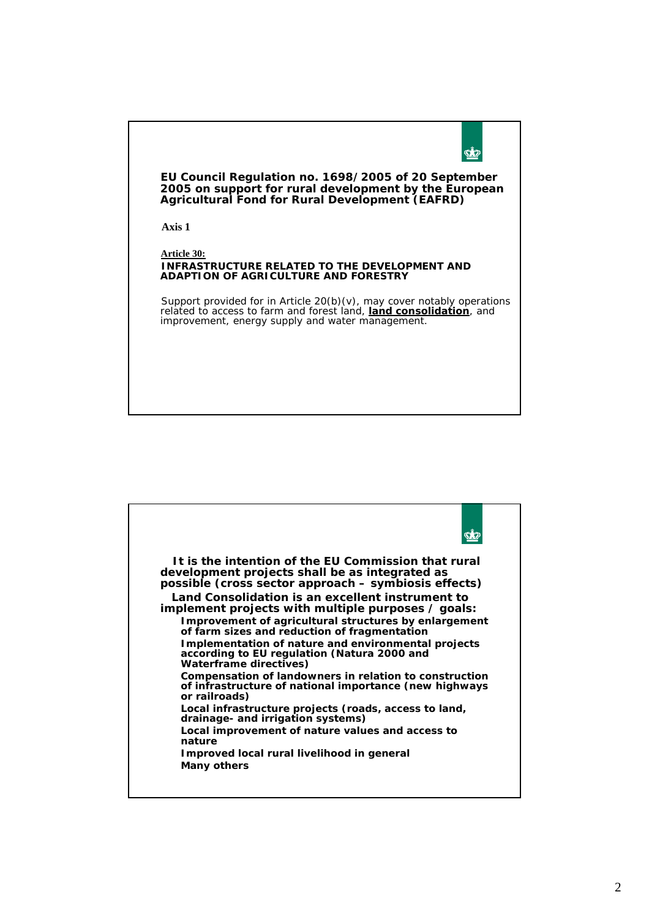**EU Council Regulation no. 1698/2005 of 20 September 2005 on support for rural development by the European Agricultural Fond for Rural Development (EAFRD)**

**Axis 1**

**Article 30:**

**INFRASTRUCTURE RELATED TO THE DEVELOPMENT AND ADAPTION OF AGRICULTURE AND FORESTRY**

Support provided for in Article 20(b)(v), may cover notably operations related to access to farm and forest land, **land consolidation**, and improvement, energy supply and water management.

---

**It is the intention of the EU Commission that rural development projects shall be as integrated as possible (cross sector approach – symbiosis effects)**

**Land Consolidation is an excellent instrument to implement projects with multiple purposes / goals:**

- **Improvement of agricultural structures by enlargement of farm sizes and reduction of fragmentation**
- **Implementation of nature and environmental projects according to EU regulation (Natura 2000 and Waterframe directives)**
- **Compensation of landowners in relation to construction of infrastructure of national importance (new highways or railroads)**
- **Local infrastructure projects (roads, access to land, drainage- and irrigation systems)**
- **Local improvement of nature values and access to nature**
- **Improved local rural livelihood in general**
- **Many others**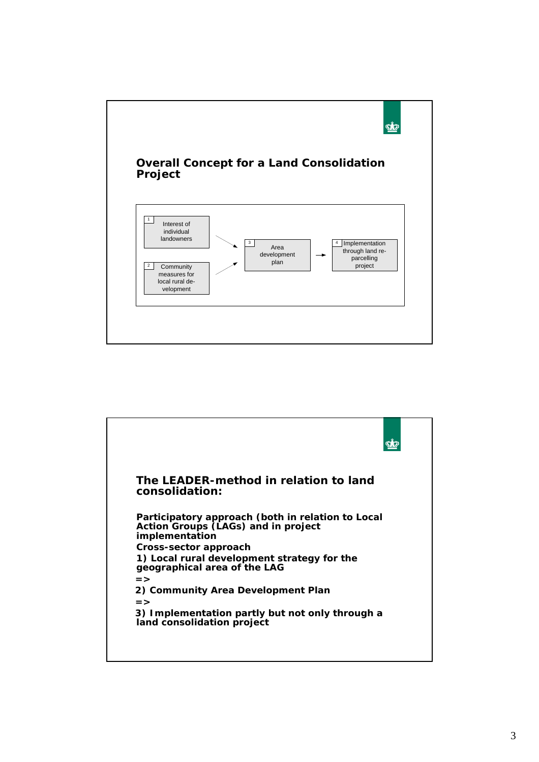## Overall Concept for a Land Consolidation Project

1 Interest of individual landowners

2 Community measures for local rural de-velopment

3 Area development plan

4 Implementation through land re-parcelling project

## The LEADER-method in relation to land consolidation:

**Participatory approach (both in relation to Local Action Groups (LAGs) and in project implementation**

**Cross-sector approach**

**1) Local rural development strategy for the geographical area of the LAG**

**=>**

**2) Community Area Development Plan**

**=>**

**3) Implementation partly but not only through a land consolidation project**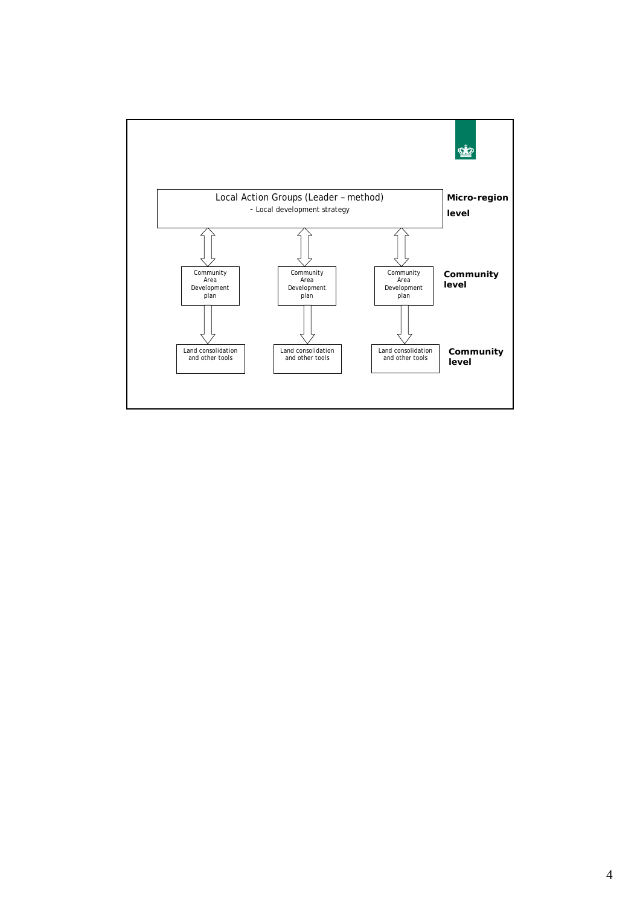Local Action Groups (Leader – method)

- Local development strategy

Micro-region level

Community Area Development plan

Community Area Development plan

Community Area Development plan

Community level

Land consolidation and other tools

Land consolidation and other tools

Land consolidation and other tools

Community level